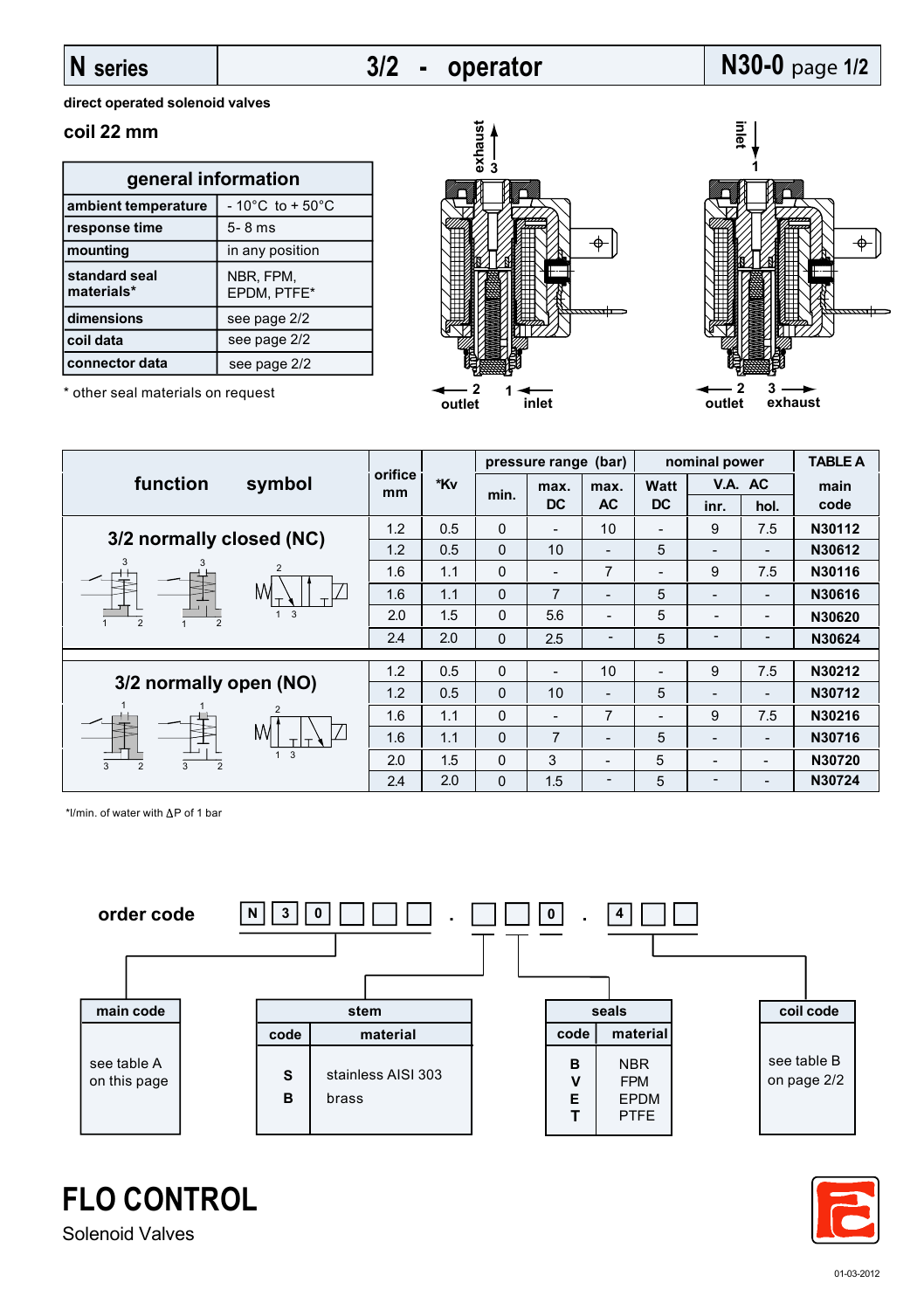# N series | 3/2 - operator | N30-0

**direct operated solenoid valves**

## coil 22 mm

| general information | |
|---|---|
| ambient temperature | - 10°C to + 50°C |
| response time | 5- 8 ms |
| mounting | in any position |
| standard seal materials* | NBR, FPM, EPDM, PTFE* |
| dimensions | see page 2/2 |
| coil data | see page 2/2 |
| connector data | see page 2/2 |

\* other seal materials on request

exhaust 3 — inlet 1 — 2 outlet — 1 inlet

inlet 1 — 2 outlet — 3 exhaust

| function / symbol | orifice mm | *Kv | pressure range (bar) min. | max. DC | max. AC | nominal power Watt DC | V.A. AC inr. | V.A. AC hol. | TABLE A main code |
|---|---|---|---|---|---|---|---|---|---|
| 3/2 normally closed (NC) | 1.2 | 0.5 | 0 | - | 10 | - | 9 | 7.5 | N30112 |
| | 1.2 | 0.5 | 0 | 10 | - | 5 | - | - | N30612 |
| | 1.6 | 1.1 | 0 | - | 7 | - | 9 | 7.5 | N30116 |
| | 1.6 | 1.1 | 0 | 7 | - | 5 | - | - | N30616 |
| | 2.0 | 1.5 | 0 | 5.6 | - | 5 | - | - | N30620 |
| | 2.4 | 2.0 | 0 | 2.5 | - | 5 | - | - | N30624 |
| 3/2 normally open (NO) | 1.2 | 0.5 | 0 | - | 10 | - | 9 | 7.5 | N30212 |
| | 1.2 | 0.5 | 0 | 10 | - | 5 | - | - | N30712 |
| | 1.6 | 1.1 | 0 | - | 7 | - | 9 | 7.5 | N30216 |
| | 1.6 | 1.1 | 0 | 7 | - | 5 | - | - | N30716 |
| | 2.0 | 1.5 | 0 | 3 | - | 5 | - | - | N30720 |
| | 2.4 | 2.0 | 0 | 1.5 | - | 5 | - | - | N30724 |

\*l/min. of water with ΔP of 1 bar

## order code

N 3 0 _ _ _ . _ _ 0 . 4 _ _

**main code**

see table A on this page

**stem**

| code | material |
|---|---|
| S | stainless AISI 303 |
| B | brass |

**seals**

| code | material |
|---|---|
| B | NBR |
| V | FPM |
| E | EPDM |
| T | PTFE |

**coil code**

see table B on page 2/2

**FLO CONTROL**

Solenoid Valves

01-03-2012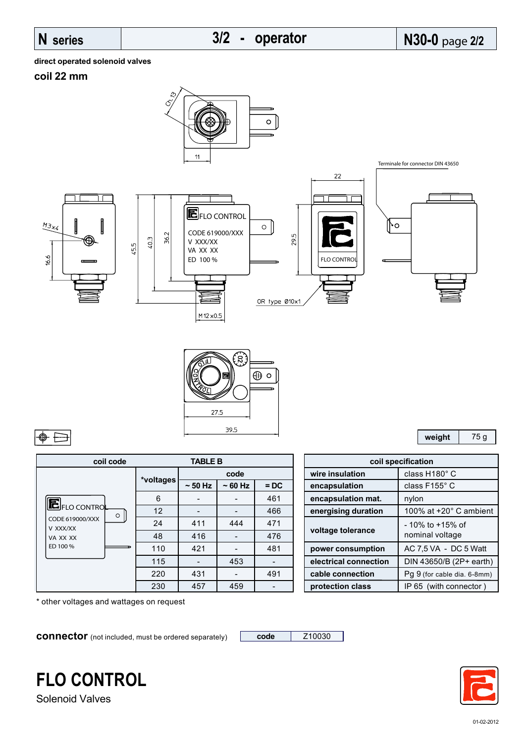direct operated solenoid valves

## coil 22 mm

Ch.13

11

Terminale for connector DIN 43650

22

M3x4

16.6

45.5

40.3

36.2

FLO CONTROL
CODE 619000/XXX
V XXX/XX
VA XX XX
ED 100 %

29.5

FLO CONTROL

OR type Ø10x1

M12x0.5

27.5

39.5

| weight | 75 g |
|---|---|

| coil code | TABLE B | | | |
|---|---|---|---|---|
| | *voltages | code | | |
| | | ~ 50 Hz | ~ 60 Hz | = DC |
| FLO CONTROL CODE 619000/XXX V XXX/XX VA XX XX ED 100 % | 6 | - | - | 461 |
| | 12 | - | - | 466 |
| | 24 | 411 | 444 | 471 |
| | 48 | 416 | - | 476 |
| | 110 | 421 | - | 481 |
| | 115 | - | 453 | - |
| | 220 | 431 | - | 491 |
| | 230 | 457 | 459 | - |

\* other voltages and wattages on request

| coil specification | |
|---|---|
| **wire insulation** | class H180° C |
| **encapsulation** | class F155° C |
| **encapsulation mat.** | nylon |
| **energising duration** | 100% at +20° C ambient |
| **voltage tolerance** | - 10% to +15% of nominal voltage |
| **power consumption** | AC 7,5 VA - DC 5 Watt |
| **electrical connection** | DIN 43650/B (2P+ earth) |
| **cable connection** | Pg 9 (for cable dia. 6-8mm) |
| **protection class** | IP 65 (with connector ) |

**connector** (not included, must be ordered separately)

| code | Z10030 |
|---|---|

**FLO CONTROL**
Solenoid Valves

01-02-2012